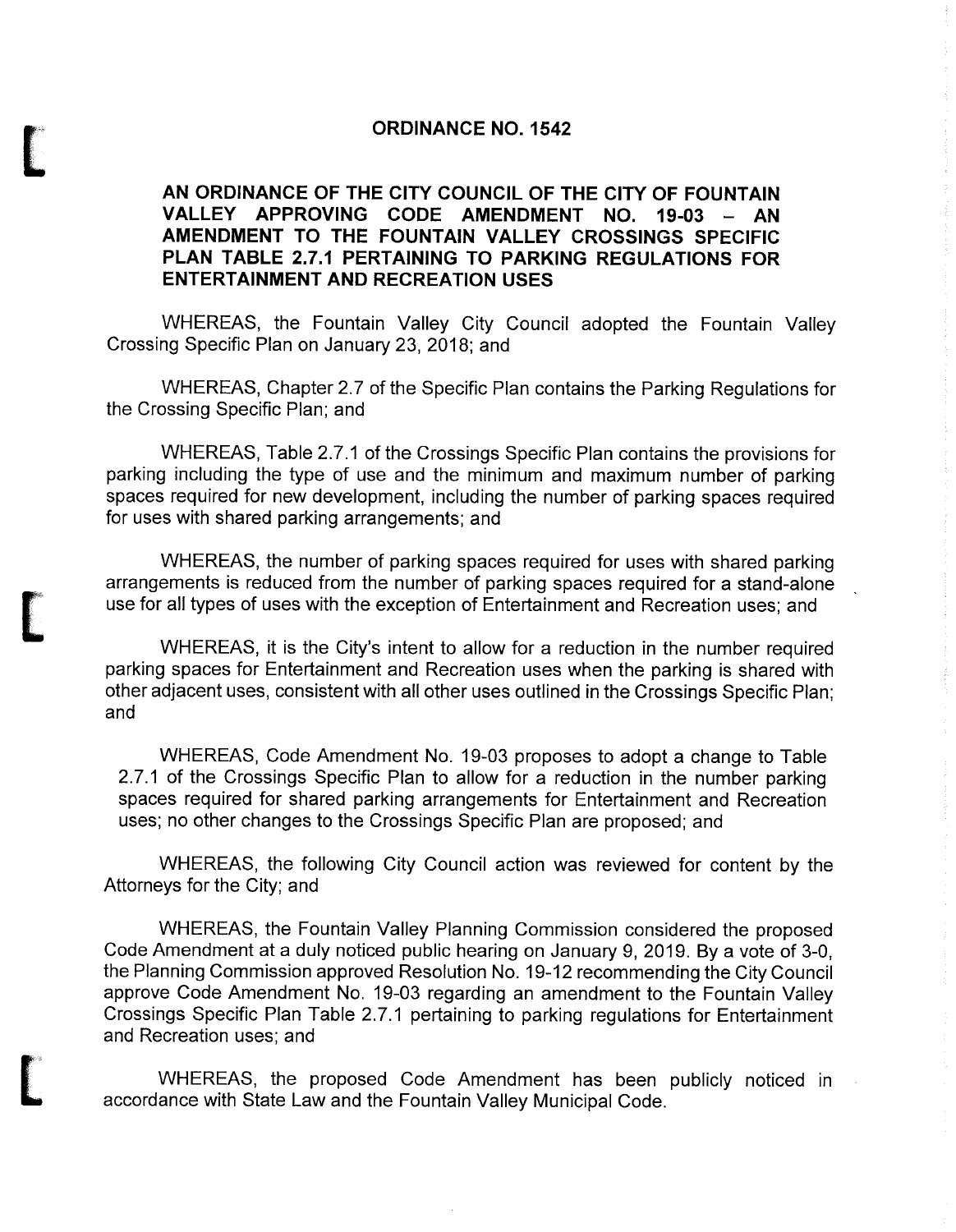# ORDINANCE NO. 1542

## AN ORDINANCE OF THE CITY COUNCIL OF THE CITY OF FOUNTAIN VALLEY APPROVING CODE AMENDMENT NO. 19-03 – AN AMENDMENT TO THE FOUNTAIN VALLEY CROSSINGS SPECIFIC PLAN TABLE 2.7.1 PERTAINING TO PARKING REGULATIONS FOR ENTERTAINMENT AND RECREATION USES

WHEREAS, the Fountain Valley City Council adopted the Fountain Valley Crossing Specific Plan on January 23, 2018; and

WHEREAS, Chapter 2.7 of the Specific Plan contains the Parking Regulations for the Crossing Specific Plan; and

WHEREAS, Table 2.7.1 of the Crossings Specific Plan contains the provisions for parking including the type of use and the minimum and maximum number of parking spaces required for new development, including the number of parking spaces required for uses with shared parking arrangements; and

WHEREAS, the number of parking spaces required for uses with shared parking arrangements is reduced from the number of parking spaces required for a stand-alone use for all types of uses with the exception of Entertainment and Recreation uses; and

WHEREAS, it is the City's intent to allow for a reduction in the number required parking spaces for Entertainment and Recreation uses when the parking is shared with other adjacent uses, consistent with all other uses outlined in the Crossings Specific Plan; and

WHEREAS, Code Amendment No. 19-03 proposes to adopt a change to Table 2.7.1 of the Crossings Specific Plan to allow for a reduction in the number parking spaces required for shared parking arrangements for Entertainment and Recreation uses; no other changes to the Crossings Specific Plan are proposed; and

WHEREAS, the following City Council action was reviewed for content by the Attorneys for the City; and

WHEREAS, the Fountain Valley Planning Commission considered the proposed Code Amendment at a duly noticed public hearing on January 9, 2019. By a vote of 3-0, the Planning Commission approved Resolution No. 19-12 recommending the City Council approve Code Amendment No. 19-03 regarding an amendment to the Fountain Valley Crossings Specific Plan Table 2.7.1 pertaining to parking regulations for Entertainment and Recreation uses; and

WHEREAS, the proposed Code Amendment has been publicly noticed in accordance with State Law and the Fountain Valley Municipal Code.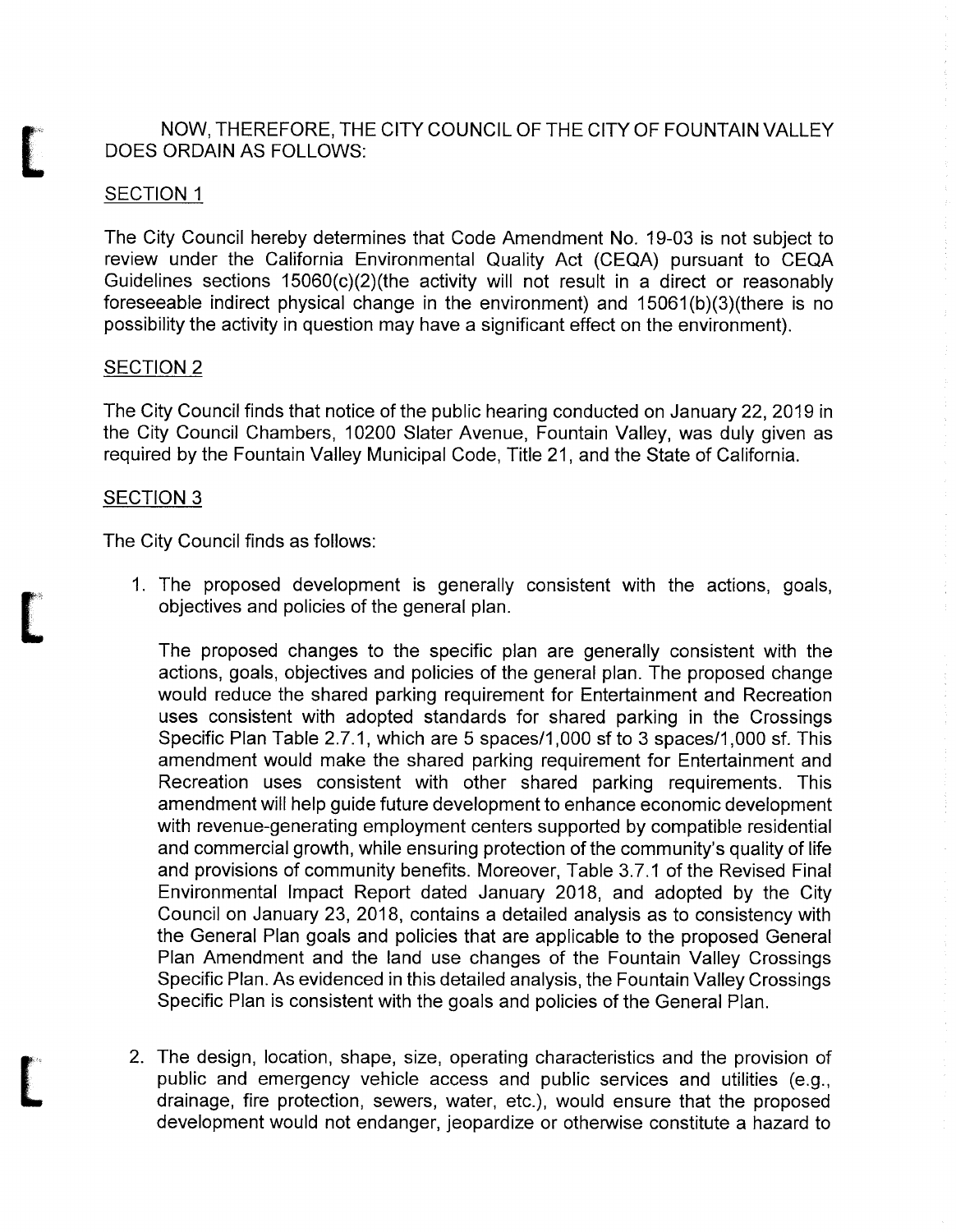NOW, THEREFORE, THE CITY COUNCIL OF THE CITY OF FOUNTAIN VALLEY DOES ORDAIN AS FOLLOWS:

SECTION 1

The City Council hereby determines that Code Amendment No. 19-03 is not subject to review under the California Environmental Quality Act (CEQA) pursuant to CEQA Guidelines sections 15060(c)(2)(the activity will not result in a direct or reasonably foreseeable indirect physical change in the environment) and 15061(b)(3)(there is no possibility the activity in question may have a significant effect on the environment).

SECTION 2

The City Council finds that notice of the public hearing conducted on January 22, 2019 in the City Council Chambers, 10200 Slater Avenue, Fountain Valley, was duly given as required by the Fountain Valley Municipal Code, Title 21, and the State of California.

SECTION 3

The City Council finds as follows:

1. The proposed development is generally consistent with the actions, goals, objectives and policies of the general plan.

   The proposed changes to the specific plan are generally consistent with the actions, goals, objectives and policies of the general plan. The proposed change would reduce the shared parking requirement for Entertainment and Recreation uses consistent with adopted standards for shared parking in the Crossings Specific Plan Table 2.7.1, which are 5 spaces/1,000 sf to 3 spaces/1,000 sf. This amendment would make the shared parking requirement for Entertainment and Recreation uses consistent with other shared parking requirements. This amendment will help guide future development to enhance economic development with revenue-generating employment centers supported by compatible residential and commercial growth, while ensuring protection of the community's quality of life and provisions of community benefits. Moreover, Table 3.7.1 of the Revised Final Environmental Impact Report dated January 2018, and adopted by the City Council on January 23, 2018, contains a detailed analysis as to consistency with the General Plan goals and policies that are applicable to the proposed General Plan Amendment and the land use changes of the Fountain Valley Crossings Specific Plan. As evidenced in this detailed analysis, the Fountain Valley Crossings Specific Plan is consistent with the goals and policies of the General Plan.

2. The design, location, shape, size, operating characteristics and the provision of public and emergency vehicle access and public services and utilities (e.g., drainage, fire protection, sewers, water, etc.), would ensure that the proposed development would not endanger, jeopardize or otherwise constitute a hazard to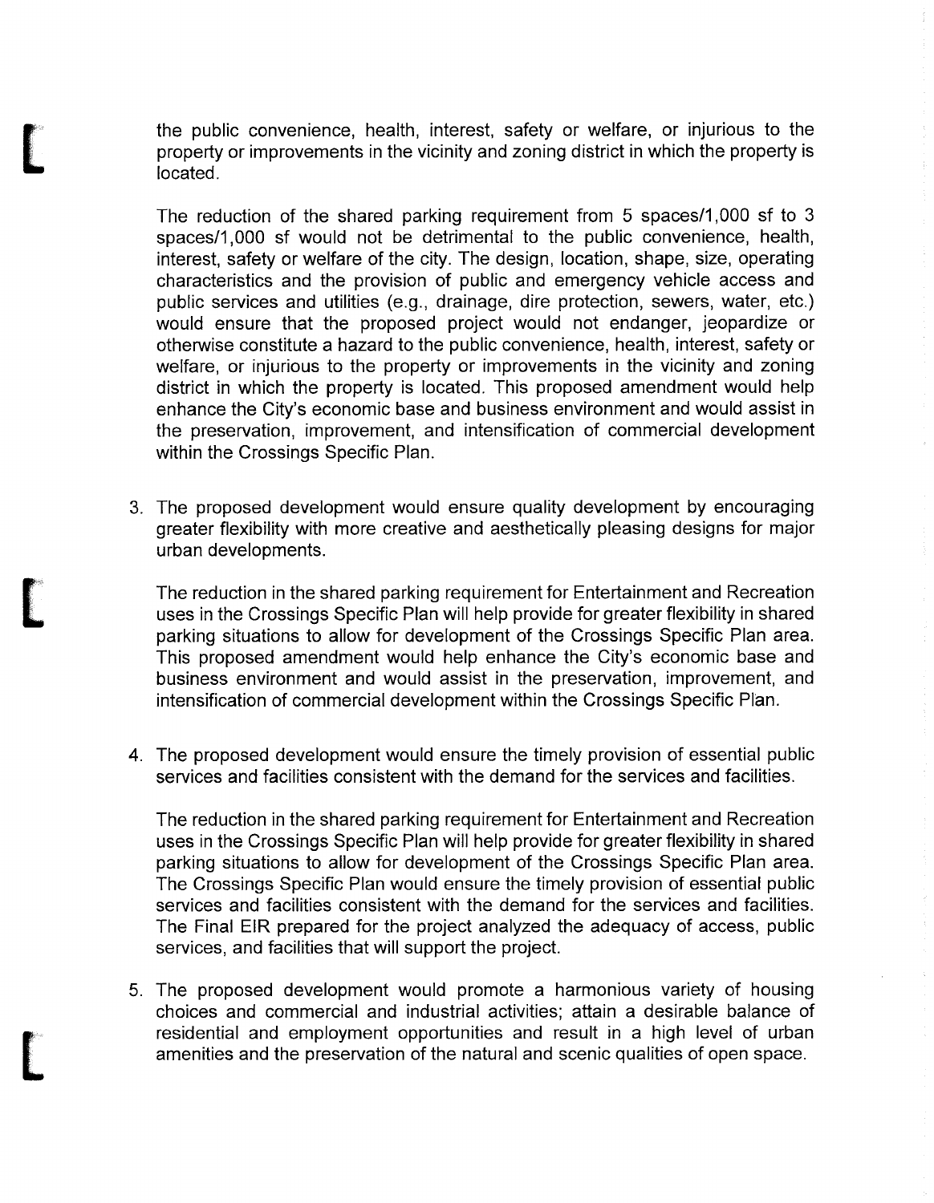the public convenience, health, interest, safety or welfare, or injurious to the property or improvements in the vicinity and zoning district in which the property is located.

The reduction of the shared parking requirement from 5 spaces/1,000 sf to 3 spaces/1,000 sf would not be detrimental to the public convenience, health, interest, safety or welfare of the city. The design, location, shape, size, operating characteristics and the provision of public and emergency vehicle access and public services and utilities (e.g., drainage, dire protection, sewers, water, etc.) would ensure that the proposed project would not endanger, jeopardize or otherwise constitute a hazard to the public convenience, health, interest, safety or welfare, or injurious to the property or improvements in the vicinity and zoning district in which the property is located. This proposed amendment would help enhance the City's economic base and business environment and would assist in the preservation, improvement, and intensification of commercial development within the Crossings Specific Plan.

3. The proposed development would ensure quality development by encouraging greater flexibility with more creative and aesthetically pleasing designs for major urban developments.

   The reduction in the shared parking requirement for Entertainment and Recreation uses in the Crossings Specific Plan will help provide for greater flexibility in shared parking situations to allow for development of the Crossings Specific Plan area. This proposed amendment would help enhance the City's economic base and business environment and would assist in the preservation, improvement, and intensification of commercial development within the Crossings Specific Plan.

4. The proposed development would ensure the timely provision of essential public services and facilities consistent with the demand for the services and facilities.

   The reduction in the shared parking requirement for Entertainment and Recreation uses in the Crossings Specific Plan will help provide for greater flexibility in shared parking situations to allow for development of the Crossings Specific Plan area. The Crossings Specific Plan would ensure the timely provision of essential public services and facilities consistent with the demand for the services and facilities. The Final EIR prepared for the project analyzed the adequacy of access, public services, and facilities that will support the project.

5. The proposed development would promote a harmonious variety of housing choices and commercial and industrial activities; attain a desirable balance of residential and employment opportunities and result in a high level of urban amenities and the preservation of the natural and scenic qualities of open space.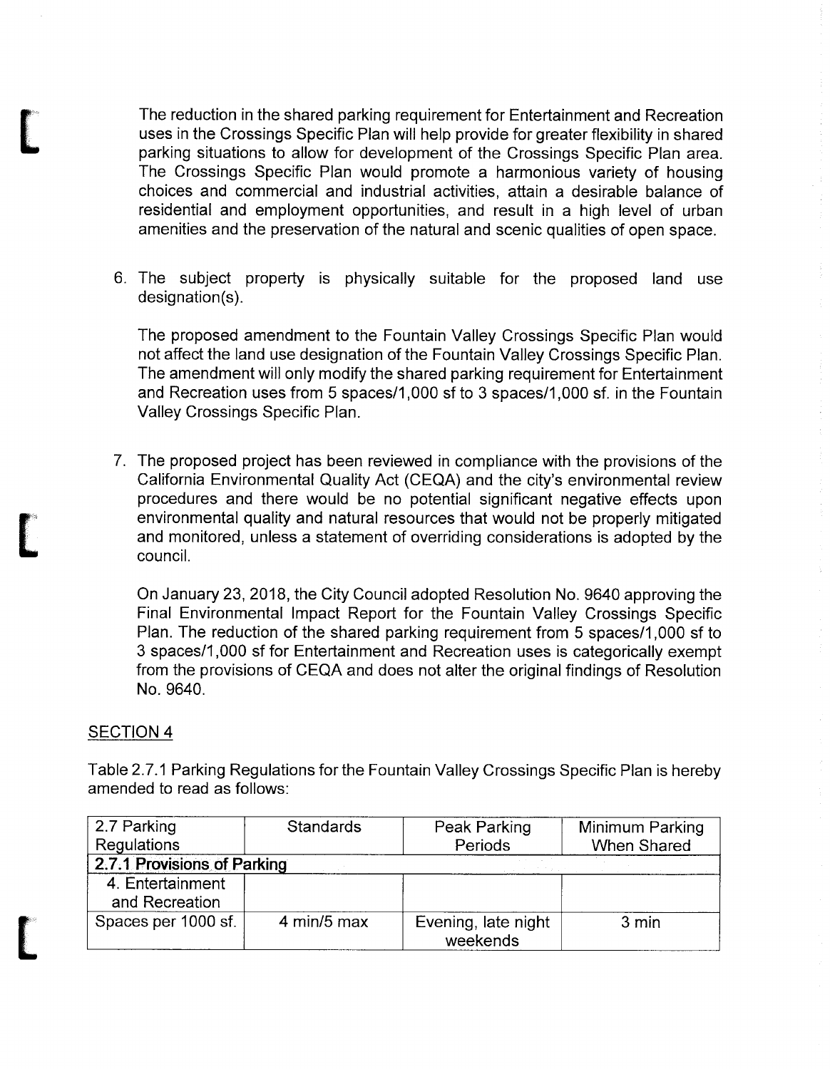The reduction in the shared parking requirement for Entertainment and Recreation uses in the Crossings Specific Plan will help provide for greater flexibility in shared parking situations to allow for development of the Crossings Specific Plan area. The Crossings Specific Plan would promote a harmonious variety of housing choices and commercial and industrial activities, attain a desirable balance of residential and employment opportunities, and result in a high level of urban amenities and the preservation of the natural and scenic qualities of open space.

6. The subject property is physically suitable for the proposed land use designation(s).

   The proposed amendment to the Fountain Valley Crossings Specific Plan would not affect the land use designation of the Fountain Valley Crossings Specific Plan. The amendment will only modify the shared parking requirement for Entertainment and Recreation uses from 5 spaces/1,000 sf to 3 spaces/1,000 sf. in the Fountain Valley Crossings Specific Plan.

7. The proposed project has been reviewed in compliance with the provisions of the California Environmental Quality Act (CEQA) and the city's environmental review procedures and there would be no potential significant negative effects upon environmental quality and natural resources that would not be properly mitigated and monitored, unless a statement of overriding considerations is adopted by the council.

   On January 23, 2018, the City Council adopted Resolution No. 9640 approving the Final Environmental Impact Report for the Fountain Valley Crossings Specific Plan. The reduction of the shared parking requirement from 5 spaces/1,000 sf to 3 spaces/1,000 sf for Entertainment and Recreation uses is categorically exempt from the provisions of CEQA and does not alter the original findings of Resolution No. 9640.

## SECTION 4

Table 2.7.1 Parking Regulations for the Fountain Valley Crossings Specific Plan is hereby amended to read as follows:

| 2.7 Parking Regulations | Standards | Peak Parking Periods | Minimum Parking When Shared |
|---|---|---|---|
| **2.7.1 Provisions of Parking** | | | |
| 4. Entertainment and Recreation | | | |
| Spaces per 1000 sf. | 4 min/5 max | Evening, late night weekends | 3 min |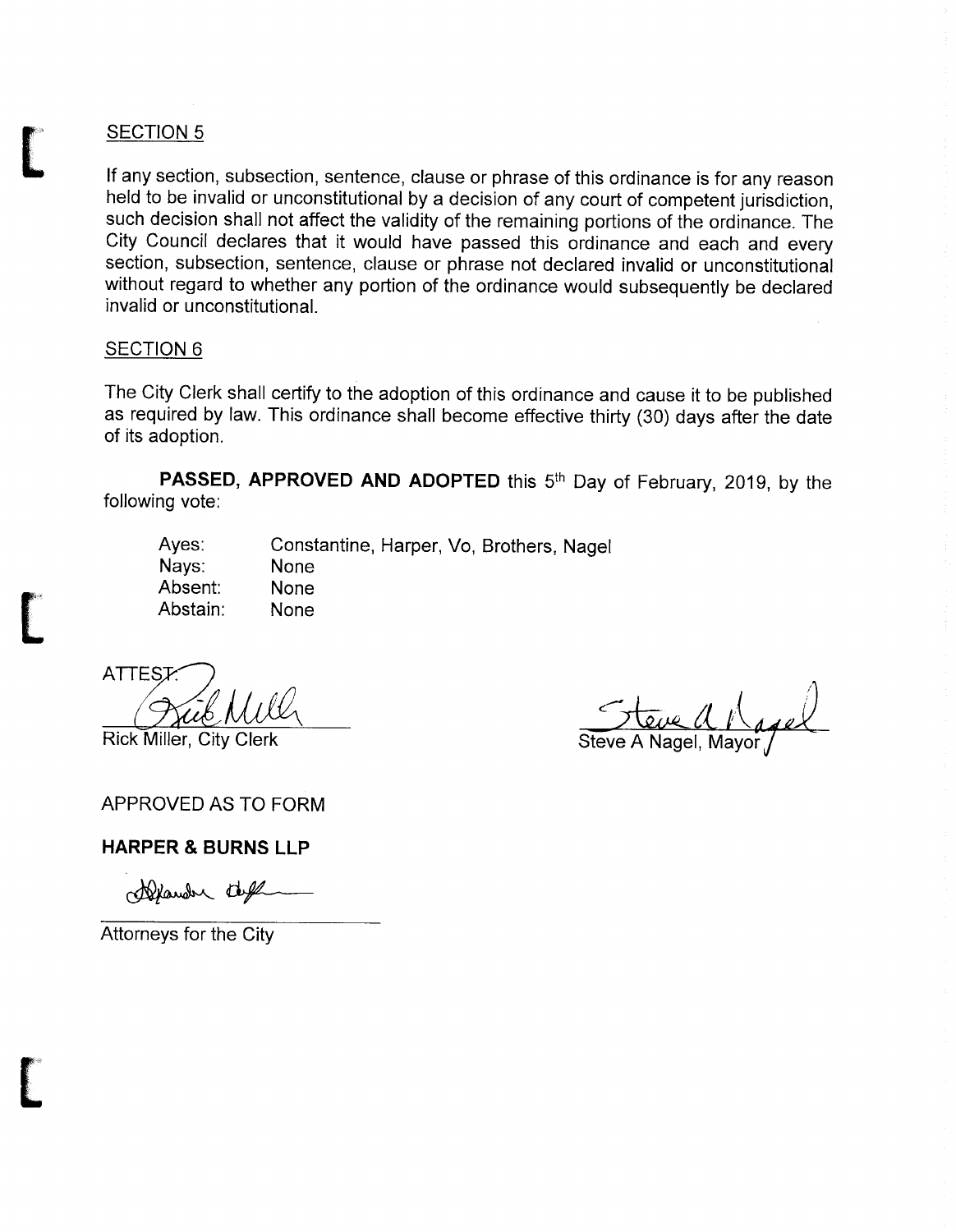SECTION 5

If any section, subsection, sentence, clause or phrase of this ordinance is for any reason held to be invalid or unconstitutional by a decision of any court of competent jurisdiction, such decision shall not affect the validity of the remaining portions of the ordinance. The City Council declares that it would have passed this ordinance and each and every section, subsection, sentence, clause or phrase not declared invalid or unconstitutional without regard to whether any portion of the ordinance would subsequently be declared invalid or unconstitutional.

SECTION 6

The City Clerk shall certify to the adoption of this ordinance and cause it to be published as required by law. This ordinance shall become effective thirty (30) days after the date of its adoption.

**PASSED, APPROVED AND ADOPTED** this 5th Day of February, 2019, by the following vote:

| | |
|---|---|
| Ayes: | Constantine, Harper, Vo, Brothers, Nagel |
| Nays: | None |
| Absent: | None |
| Abstain: | None |

ATTEST:

Rick Miller, City Clerk

Steve A Nagel, Mayor

APPROVED AS TO FORM

**HARPER & BURNS LLP**

Attorneys for the City